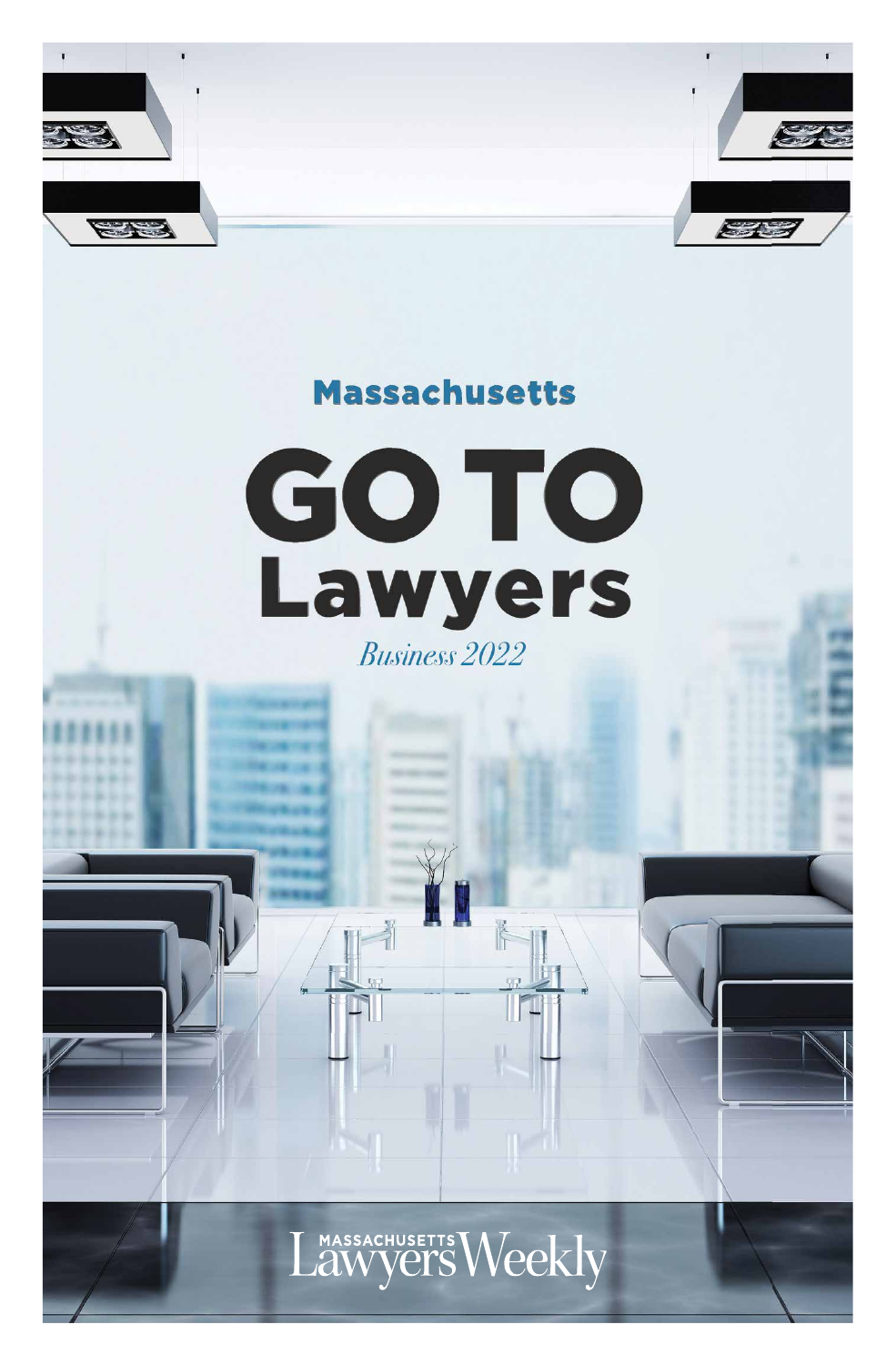## Massachusetts

# GO TO Lawyers

*Business 2022*

MASSACHUSETTS Lawyers Weekly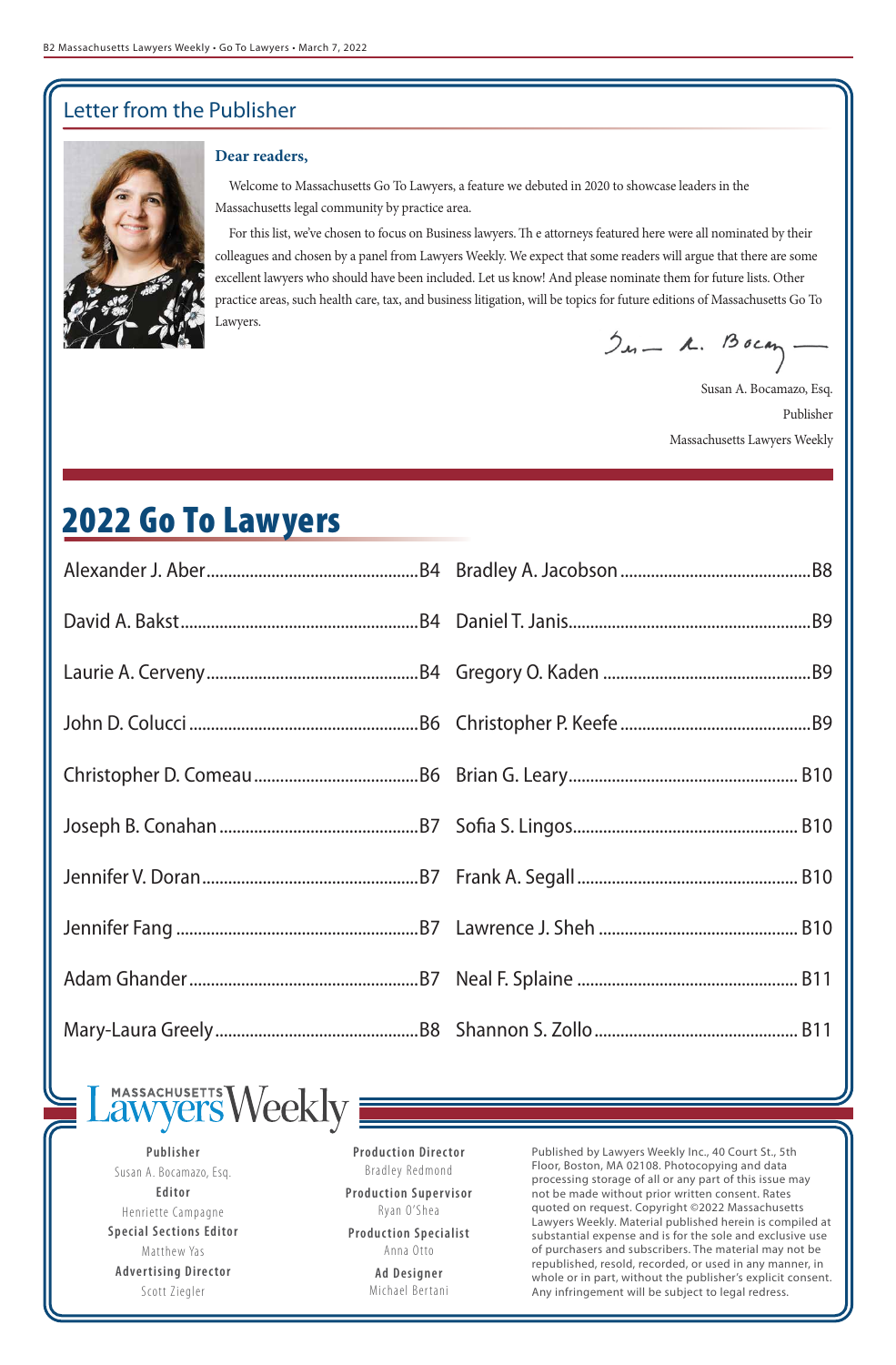## Letter from the Publisher

**Dear readers,**

Welcome to Massachusetts Go To Lawyers, a feature we debuted in 2020 to showcase leaders in the Massachusetts legal community by practice area.

For this list, we've chosen to focus on Business lawyers. The attorneys featured here were all nominated by their colleagues and chosen by a panel from Lawyers Weekly. We expect that some readers will argue that there are some excellent lawyers who should have been included. Let us know! And please nominate them for future lists. Other practice areas, such health care, tax, and business litigation, will be topics for future editions of Massachusetts Go To Lawyers.

Susan A. Bocamazo, Esq.
Publisher
Massachusetts Lawyers Weekly

# 2022 Go To Lawyers

- Alexander J. Aber ........ B4
- David A. Bakst ........ B4
- Laurie A. Cerveny ........ B4
- John D. Colucci ........ B6
- Christopher D. Comeau ........ B6
- Joseph B. Conahan ........ B7
- Jennifer V. Doran ........ B7
- Jennifer Fang ........ B7
- Adam Ghander ........ B7
- Mary-Laura Greely ........ B8
- Bradley A. Jacobson ........ B8
- Daniel T. Janis ........ B9
- Gregory O. Kaden ........ B9
- Christopher P. Keefe ........ B9
- Brian G. Leary ........ B10
- Sofia S. Lingos ........ B10
- Frank A. Segall ........ B10
- Lawrence J. Sheh ........ B10
- Neal F. Splaine ........ B11
- Shannon S. Zollo ........ B11

Massachusetts Lawyers Weekly

**Publisher**
Susan A. Bocamazo, Esq.

**Editor**
Henriette Campagne

**Special Sections Editor**
Matthew Yas

**Advertising Director**
Scott Ziegler

**Production Director**
Bradley Redmond

**Production Supervisor**
Ryan O'Shea

**Production Specialist**
Anna Otto

**Ad Designer**
Michael Bertani

Published by Lawyers Weekly Inc., 40 Court St., 5th Floor, Boston, MA 02108. Photocopying and data processing storage of all or any part of this issue may not be made without prior written consent. Rates quoted on request. Copyright ©2022 Massachusetts Lawyers Weekly. Material published herein is compiled at substantial expense and is for the sole and exclusive use of purchasers and subscribers. The material may not be republished, resold, recorded, or used in any manner, in whole or in part, without the publisher's explicit consent. Any infringement will be subject to legal redress.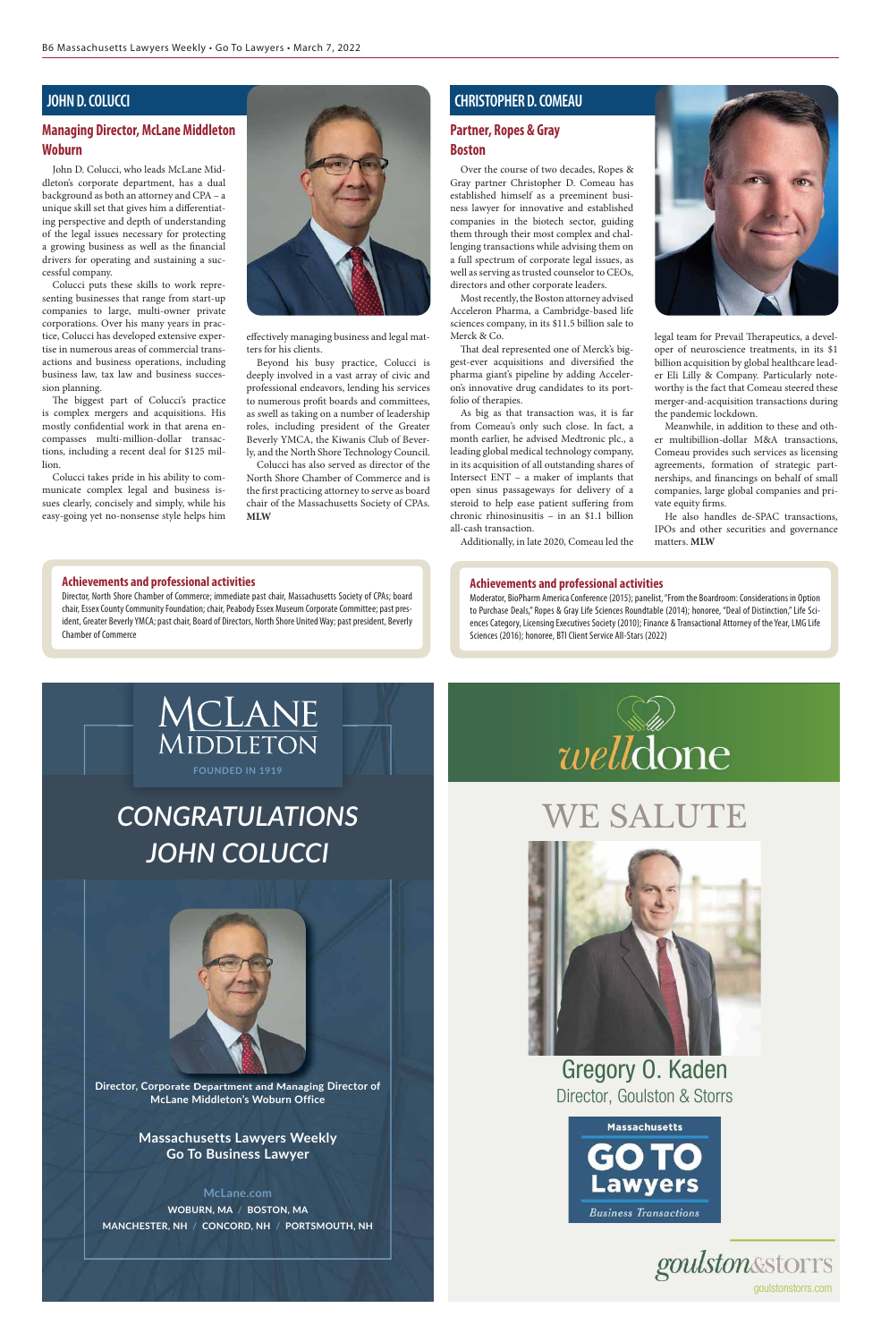## JOHN D. COLUCCI

### Managing Director, McLane Middleton
### Woburn

John D. Colucci, who leads McLane Middleton's corporate department, has a dual background as both an attorney and CPA – a unique skill set that gives him a differentiating perspective and depth of understanding of the legal issues necessary for protecting a growing business as well as the financial drivers for operating and sustaining a successful company.

Colucci puts these skills to work representing businesses that range from start-up companies to large, multi-owner private corporations. Over his many years in practice, Colucci has developed extensive expertise in numerous areas of commercial transactions and business operations, including business law, tax law and business succession planning.

The biggest part of Colucci's practice is complex mergers and acquisitions. His mostly confidential work in that arena encompasses multi-million-dollar transactions, including a recent deal for $125 million.

Colucci takes pride in his ability to communicate complex legal and business issues clearly, concisely and simply, while his easy-going yet no-nonsense style helps him effectively managing business and legal matters for his clients.

Beyond his busy practice, Colucci is deeply involved in a vast array of civic and professional endeavors, lending his services to numerous profit boards and committees, as swell as taking on a number of leadership roles, including president of the Greater Beverly YMCA, the Kiwanis Club of Beverly, and the North Shore Technology Council.

Colucci has also served as director of the North Shore Chamber of Commerce and is the first practicing attorney to serve as board chair of the Massachusetts Society of CPAs. **MLW**

#### Achievements and professional activities

Director, North Shore Chamber of Commerce; immediate past chair, Massachusetts Society of CPAs; board chair, Essex County Community Foundation; chair, Peabody Essex Museum Corporate Committee; past president, Greater Beverly YMCA; past chair, Board of Directors, North Shore United Way; past president, Beverly Chamber of Commerce

## CHRISTOPHER D. COMEAU

### Partner, Ropes & Gray
### Boston

Over the course of two decades, Ropes & Gray partner Christopher D. Comeau has established himself as a preeminent business lawyer for innovative and established companies in the biotech sector, guiding them through their most complex and challenging transactions while advising them on a full spectrum of corporate legal issues, as well as serving as trusted counselor to CEOs, directors and other corporate leaders.

Most recently, the Boston attorney advised Acceleron Pharma, a Cambridge-based life sciences company, in its $11.5 billion sale to Merck & Co.

That deal represented one of Merck's biggest-ever acquisitions and diversified the pharma giant's pipeline by adding Acceleron's innovative drug candidates to its portfolio of therapies.

As big as that transaction was, it is far from Comeau's only such close. In fact, a month earlier, he advised Medtronic plc., a leading global medical technology company, in its acquisition of all outstanding shares of Intersect ENT – a maker of implants that open sinus passageways for delivery of a steroid to help ease patient suffering from chronic rhinosinusitis – in an $1.1 billion all-cash transaction.

Additionally, in late 2020, Comeau led the legal team for Prevail Therapeutics, a developer of neuroscience treatments, in its $1 billion acquisition by global healthcare leader Eli Lilly & Company. Particularly noteworthy is the fact that Comeau steered these merger-and-acquisition transactions during the pandemic lockdown.

Meanwhile, in addition to these and other multibillion-dollar M&A transactions, Comeau provides such services as licensing agreements, formation of strategic partnerships, and financings on behalf of small companies, large global companies and private equity firms.

He also handles de-SPAC transactions, IPOs and other securities and governance matters. **MLW**

#### Achievements and professional activities

Moderator, BioPharm America Conference (2015); panelist, "From the Boardroom: Considerations in Option to Purchase Deals," Ropes & Gray Life Sciences Roundtable (2014); honoree, "Deal of Distinction," Life Sciences Category, Licensing Executives Society (2010); Finance & Transactional Attorney of the Year, LMG Life Sciences (2016); honoree, BTI Client Service All-Stars (2022)

---

MCLANE MIDDLETON
FOUNDED IN 1919

# CONGRATULATIONS JOHN COLUCCI

Director, Corporate Department and Managing Director of McLane Middleton's Woburn Office

Massachusetts Lawyers Weekly
Go To Business Lawyer

McLane.com
WOBURN, MA / BOSTON, MA
MANCHESTER, NH / CONCORD, NH / PORTSMOUTH, NH

---

welldone

# WE SALUTE

Gregory O. Kaden
Director, Goulston & Storrs

Massachusetts
GO TO Lawyers
Business Transactions

goulston&storrs
goulstonstorrs.com